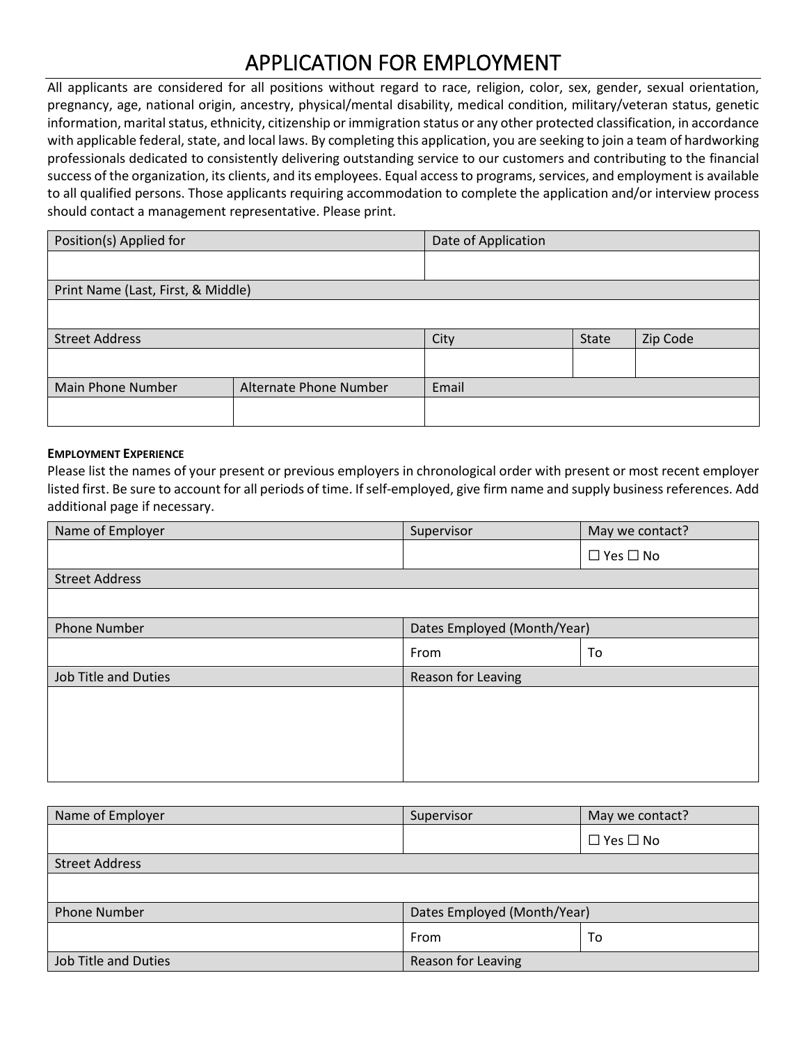# APPLICATION FOR EMPLOYMENT

All applicants are considered for all positions without regard to race, religion, color, sex, gender, sexual orientation, pregnancy, age, national origin, ancestry, physical/mental disability, medical condition, military/veteran status, genetic information, marital status, ethnicity, citizenship or immigration status or any other protected classification, in accordance with applicable federal, state, and local laws. By completing this application, you are seeking to join a team of hardworking professionals dedicated to consistently delivering outstanding service to our customers and contributing to the financial success of the organization, its clients, and its employees. Equal access to programs, services, and employment is available to all qualified persons. Those applicants requiring accommodation to complete the application and/or interview process should contact a management representative. Please print.

| Position(s) Applied for | | Date of Application | | |
|---|---|---|---|---|
| | | | | |
| Print Name (Last, First, & Middle) | | | | |
| | | | | |
| Street Address | | City | State | Zip Code |
| | | | | |
| Main Phone Number | Alternate Phone Number | Email | | |
| | | | | |

**EMPLOYMENT EXPERIENCE**

Please list the names of your present or previous employers in chronological order with present or most recent employer listed first. Be sure to account for all periods of time. If self-employed, give firm name and supply business references. Add additional page if necessary.

| Name of Employer | Supervisor | May we contact? |
|---|---|---|
| | | ☐ Yes ☐ No |
| Street Address | | |
| | | |
| Phone Number | Dates Employed (Month/Year) | |
| | From | To |
| Job Title and Duties | Reason for Leaving | |
| | | |

| Name of Employer | Supervisor | May we contact? |
|---|---|---|
| | | ☐ Yes ☐ No |
| Street Address | | |
| | | |
| Phone Number | Dates Employed (Month/Year) | |
| | From | To |
| Job Title and Duties | Reason for Leaving | |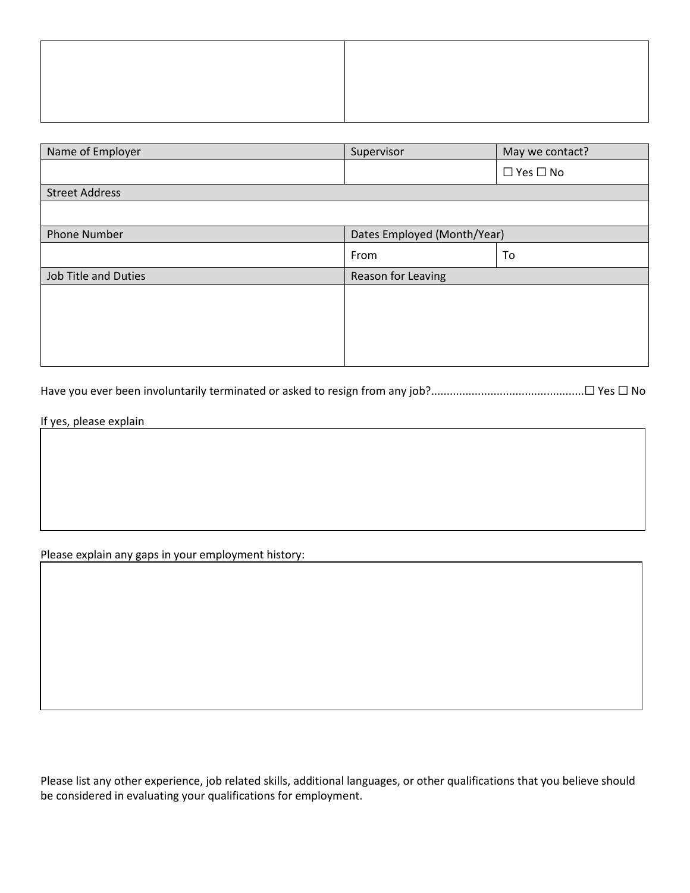| | |
|---|---|
| | |

| Name of Employer | Supervisor | May we contact? |
|---|---|---|
| | | ☐ Yes ☐ No |
| Street Address | | |
| | | |
| Phone Number | Dates Employed (Month/Year) | |
| | From | To |
| Job Title and Duties | Reason for Leaving | |
| | | |

Have you ever been involuntarily terminated or asked to resign from any job?................................................☐ Yes ☐ No

If yes, please explain

| |
|---|
| |

Please explain any gaps in your employment history:

| |
|---|
| |

Please list any other experience, job related skills, additional languages, or other qualifications that you believe should be considered in evaluating your qualifications for employment.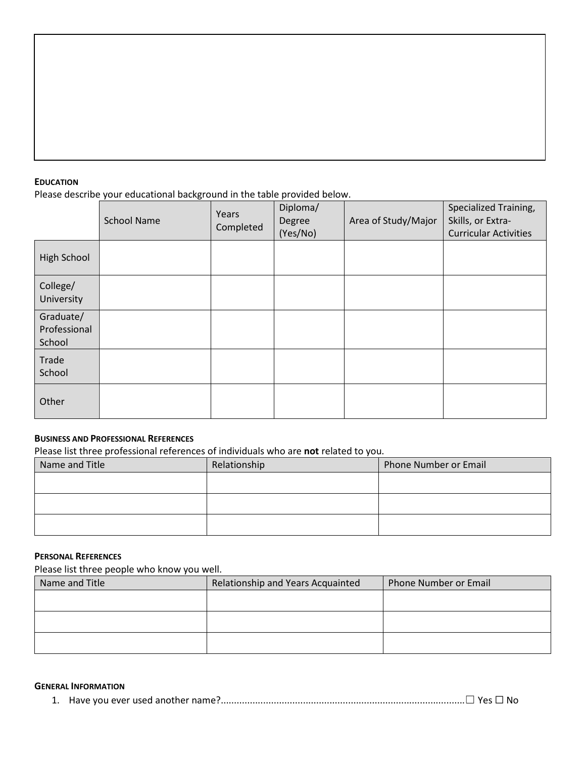### Education

Please describe your educational background in the table provided below.

| | School Name | Years Completed | Diploma/ Degree (Yes/No) | Area of Study/Major | Specialized Training, Skills, or Extra-Curricular Activities |
|---|---|---|---|---|---|
| High School | | | | | |
| College/ University | | | | | |
| Graduate/ Professional School | | | | | |
| Trade School | | | | | |
| Other | | | | | |

### Business and Professional References

Please list three professional references of individuals who are **not** related to you.

| Name and Title | Relationship | Phone Number or Email |
|---|---|---|
| | | |
| | | |
| | | |

### Personal References

Please list three people who know you well.

| Name and Title | Relationship and Years Acquainted | Phone Number or Email |
|---|---|---|
| | | |
| | | |
| | | |

### General Information

1. Have you ever used another name?...........................................................................................☐ Yes ☐ No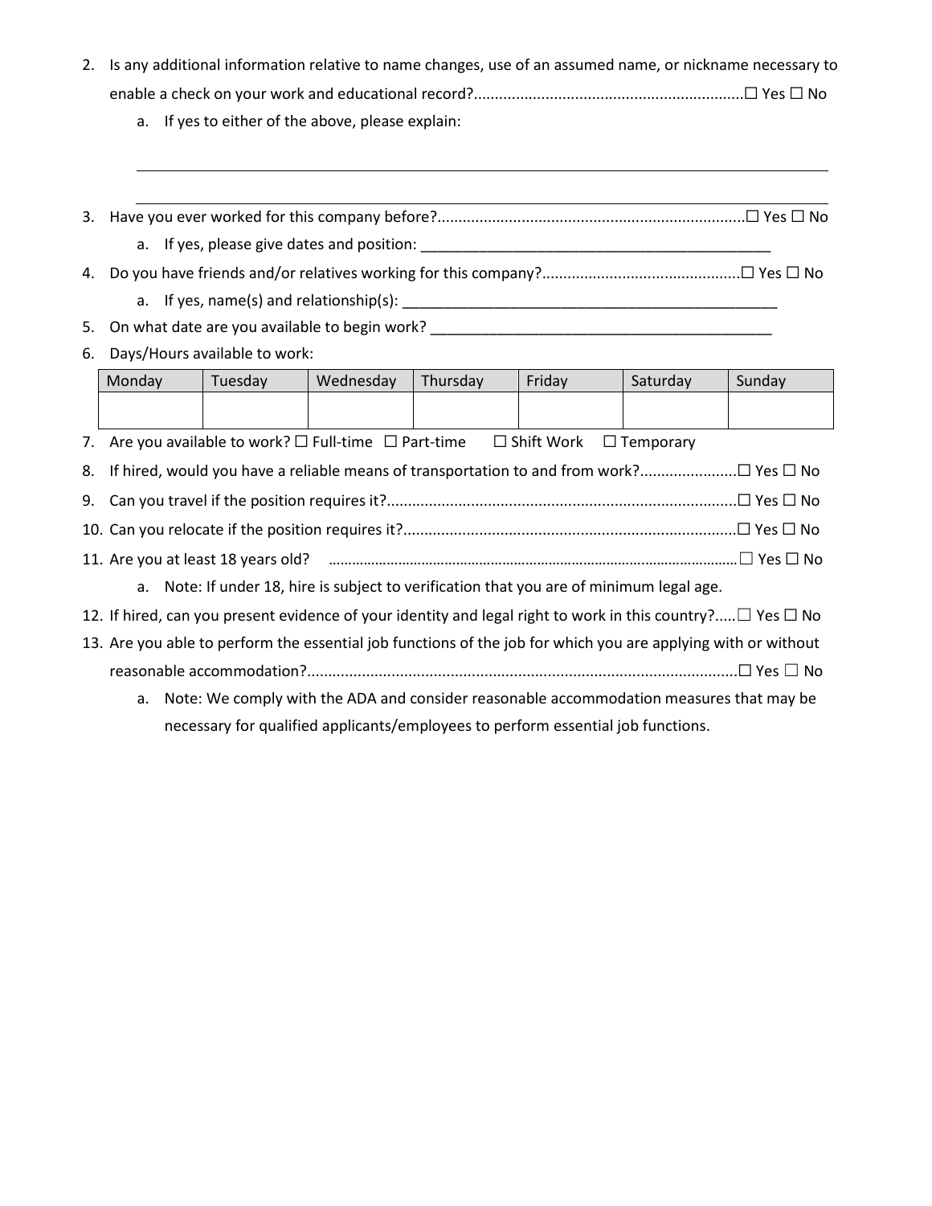2. Is any additional information relative to name changes, use of an assumed name, or nickname necessary to enable a check on your work and educational record?................................................................☐ Yes ☐ No
    a. If yes to either of the above, please explain:

_______________________________________________________________________________

_______________________________________________________________________________

3. Have you ever worked for this company before?.........................................................................☐ Yes ☐ No
    a. If yes, please give dates and position: ____________________________________________
4. Do you have friends and/or relatives working for this company?...............................................☐ Yes ☐ No
    a. If yes, name(s) and relationship(s): _______________________________________________
5. On what date are you available to begin work? __________________________________________
6. Days/Hours available to work:

| Monday | Tuesday | Wednesday | Thursday | Friday | Saturday | Sunday |
|---|---|---|---|---|---|---|
| | | | | | | |

7. Are you available to work? ☐ Full-time ☐ Part-time ☐ Shift Work ☐ Temporary
8. If hired, would you have a reliable means of transportation to and from work?.......................☐ Yes ☐ No
9. Can you travel if the position requires it?...................................................................................☐ Yes ☐ No
10. Can you relocate if the position requires it?...............................................................................☐ Yes ☐ No
11. Are you at least 18 years old? ........................................................................................................☐ Yes ☐ No
    a. Note: If under 18, hire is subject to verification that you are of minimum legal age.
12. If hired, can you present evidence of your identity and legal right to work in this country?.....☐ Yes ☐ No
13. Are you able to perform the essential job functions of the job for which you are applying with or without reasonable accommodation?......................................................................................................☐ Yes ☐ No
    a. Note: We comply with the ADA and consider reasonable accommodation measures that may be necessary for qualified applicants/employees to perform essential job functions.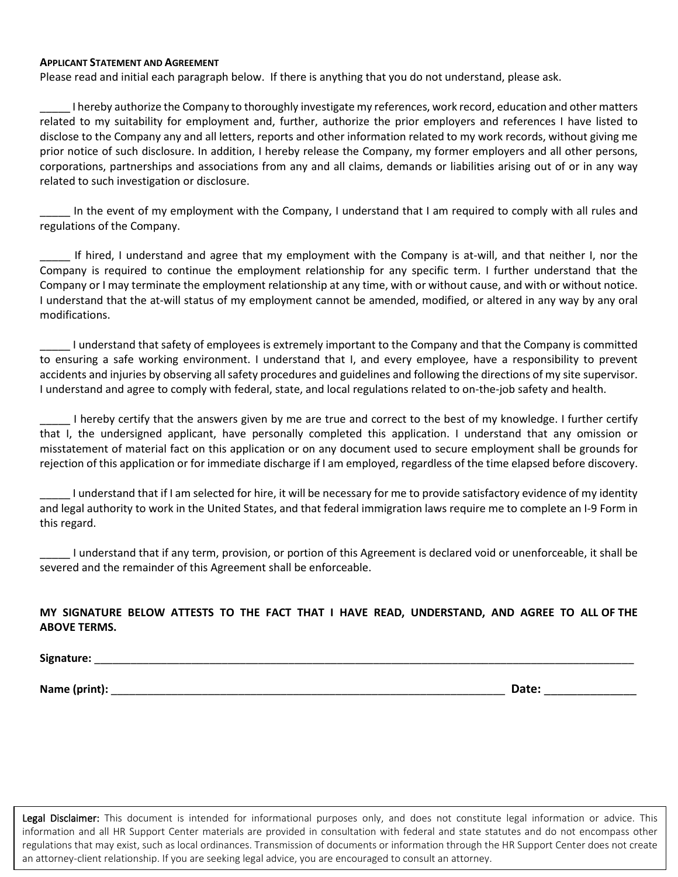**APPLICANT STATEMENT AND AGREEMENT**

Please read and initial each paragraph below. If there is anything that you do not understand, please ask.

_____ I hereby authorize the Company to thoroughly investigate my references, work record, education and other matters related to my suitability for employment and, further, authorize the prior employers and references I have listed to disclose to the Company any and all letters, reports and other information related to my work records, without giving me prior notice of such disclosure. In addition, I hereby release the Company, my former employers and all other persons, corporations, partnerships and associations from any and all claims, demands or liabilities arising out of or in any way related to such investigation or disclosure.

_____ In the event of my employment with the Company, I understand that I am required to comply with all rules and regulations of the Company.

_____ If hired, I understand and agree that my employment with the Company is at-will, and that neither I, nor the Company is required to continue the employment relationship for any specific term. I further understand that the Company or I may terminate the employment relationship at any time, with or without cause, and with or without notice. I understand that the at-will status of my employment cannot be amended, modified, or altered in any way by any oral modifications.

_____ I understand that safety of employees is extremely important to the Company and that the Company is committed to ensuring a safe working environment. I understand that I, and every employee, have a responsibility to prevent accidents and injuries by observing all safety procedures and guidelines and following the directions of my site supervisor. I understand and agree to comply with federal, state, and local regulations related to on-the-job safety and health.

_____ I hereby certify that the answers given by me are true and correct to the best of my knowledge. I further certify that I, the undersigned applicant, have personally completed this application. I understand that any omission or misstatement of material fact on this application or on any document used to secure employment shall be grounds for rejection of this application or for immediate discharge if I am employed, regardless of the time elapsed before discovery.

_____ I understand that if I am selected for hire, it will be necessary for me to provide satisfactory evidence of my identity and legal authority to work in the United States, and that federal immigration laws require me to complete an I-9 Form in this regard.

_____ I understand that if any term, provision, or portion of this Agreement is declared void or unenforceable, it shall be severed and the remainder of this Agreement shall be enforceable.

**MY SIGNATURE BELOW ATTESTS TO THE FACT THAT I HAVE READ, UNDERSTAND, AND AGREE TO ALL OF THE ABOVE TERMS.**

**Signature:** ____________________________________________________________________

**Name (print):** ________________________________________________ **Date:** ______________

Legal Disclaimer: This document is intended for informational purposes only, and does not constitute legal information or advice. This information and all HR Support Center materials are provided in consultation with federal and state statutes and do not encompass other regulations that may exist, such as local ordinances. Transmission of documents or information through the HR Support Center does not create an attorney-client relationship. If you are seeking legal advice, you are encouraged to consult an attorney.